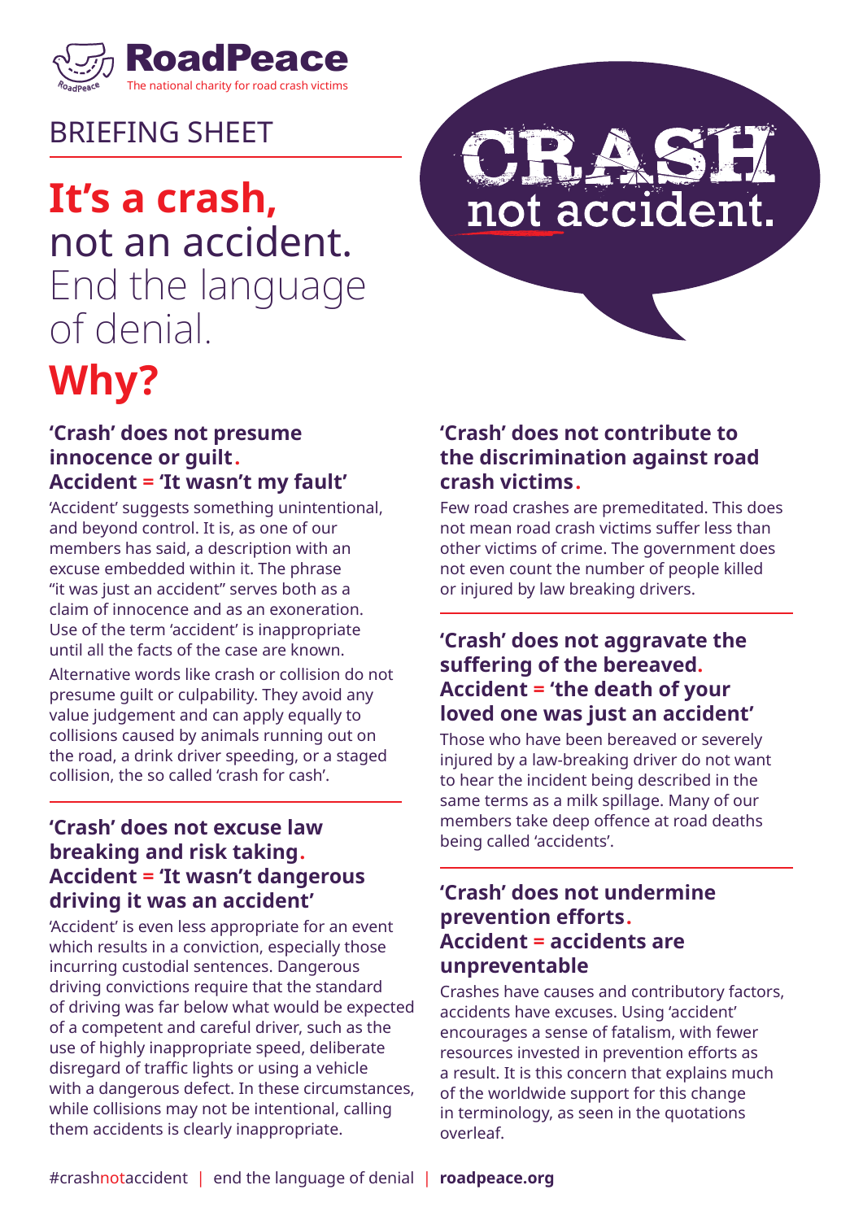RoadPeace

The national charity for road crash victims

BRIEFING SHEET

# It's a crash, not an accident. End the language of denial.

CRASH not accident.

# Why?

### 'Crash' does not presume innocence or guilt. Accident = 'It wasn't my fault'

'Accident' suggests something unintentional, and beyond control. It is, as one of our members has said, a description with an excuse embedded within it. The phrase "it was just an accident" serves both as a claim of innocence and as an exoneration. Use of the term 'accident' is inappropriate until all the facts of the case are known.

Alternative words like crash or collision do not presume guilt or culpability. They avoid any value judgement and can apply equally to collisions caused by animals running out on the road, a drink driver speeding, or a staged collision, the so called 'crash for cash'.

### 'Crash' does not excuse law breaking and risk taking. Accident = 'It wasn't dangerous driving it was an accident'

'Accident' is even less appropriate for an event which results in a conviction, especially those incurring custodial sentences. Dangerous driving convictions require that the standard of driving was far below what would be expected of a competent and careful driver, such as the use of highly inappropriate speed, deliberate disregard of traffic lights or using a vehicle with a dangerous defect. In these circumstances, while collisions may not be intentional, calling them accidents is clearly inappropriate.

### 'Crash' does not contribute to the discrimination against road crash victims.

Few road crashes are premeditated. This does not mean road crash victims suffer less than other victims of crime. The government does not even count the number of people killed or injured by law breaking drivers.

### 'Crash' does not aggravate the suffering of the bereaved. Accident = 'the death of your loved one was just an accident'

Those who have been bereaved or severely injured by a law-breaking driver do not want to hear the incident being described in the same terms as a milk spillage. Many of our members take deep offence at road deaths being called 'accidents'.

### 'Crash' does not undermine prevention efforts. Accident = accidents are unpreventable

Crashes have causes and contributory factors, accidents have excuses. Using 'accident' encourages a sense of fatalism, with fewer resources invested in prevention efforts as a result. It is this concern that explains much of the worldwide support for this change in terminology, as seen in the quotations overleaf.

#crashnotaccident | end the language of denial | **roadpeace.org**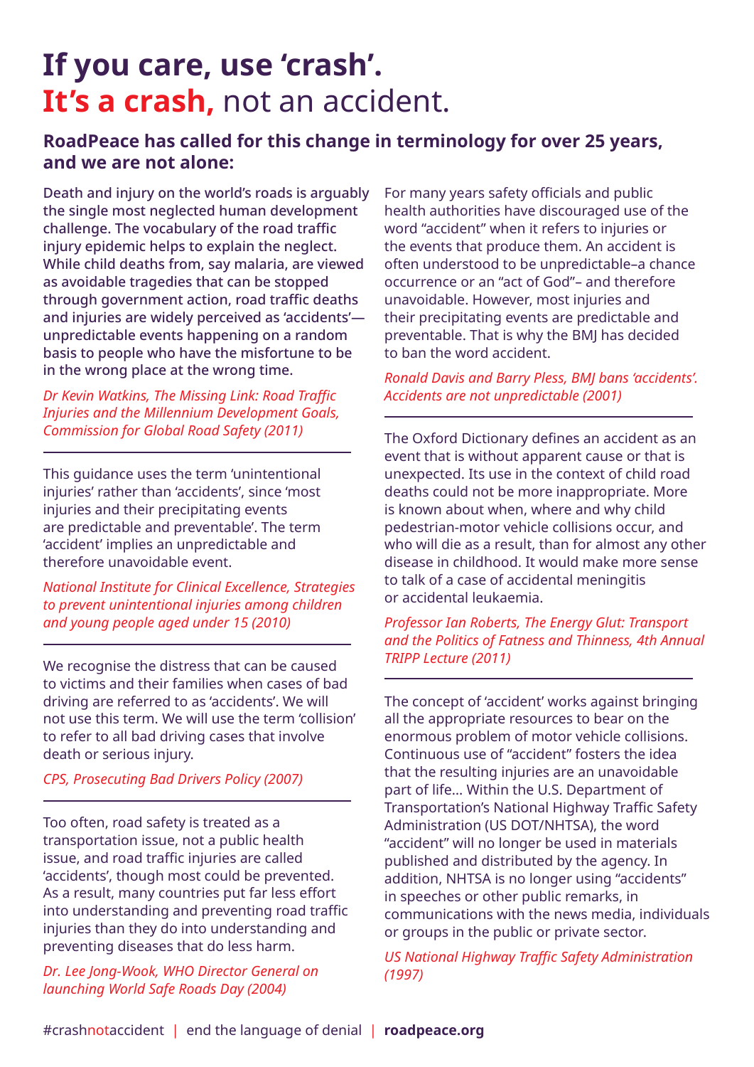# If you care, use 'crash'. It's a crash, not an accident.

## RoadPeace has called for this change in terminology for over 25 years, and we are not alone:

**Death and injury on the world's roads is arguably the single most neglected human development challenge. The vocabulary of the road traffic injury epidemic helps to explain the neglect. While child deaths from, say malaria, are viewed as avoidable tragedies that can be stopped through government action, road traffic deaths and injuries are widely perceived as 'accidents'—unpredictable events happening on a random basis to people who have the misfortune to be in the wrong place at the wrong time.**

*Dr Kevin Watkins, The Missing Link: Road Traffic Injuries and the Millennium Development Goals, Commission for Global Road Safety (2011)*

---

This guidance uses the term 'unintentional injuries' rather than 'accidents', since 'most injuries and their precipitating events are predictable and preventable'. The term 'accident' implies an unpredictable and therefore unavoidable event.

*National Institute for Clinical Excellence, Strategies to prevent unintentional injuries among children and young people aged under 15 (2010)*

---

We recognise the distress that can be caused to victims and their families when cases of bad driving are referred to as 'accidents'. We will not use this term. We will use the term 'collision' to refer to all bad driving cases that involve death or serious injury.

*CPS, Prosecuting Bad Drivers Policy (2007)*

---

Too often, road safety is treated as a transportation issue, not a public health issue, and road traffic injuries are called 'accidents', though most could be prevented. As a result, many countries put far less effort into understanding and preventing road traffic injuries than they do into understanding and preventing diseases that do less harm.

*Dr. Lee Jong-Wook, WHO Director General on launching World Safe Roads Day (2004)*

---

For many years safety officials and public health authorities have discouraged use of the word "accident" when it refers to injuries or the events that produce them. An accident is often understood to be unpredictable–a chance occurrence or an "act of God"– and therefore unavoidable. However, most injuries and their precipitating events are predictable and preventable. That is why the BMJ has decided to ban the word accident.

*Ronald Davis and Barry Pless, BMJ bans 'accidents'. Accidents are not unpredictable (2001)*

---

The Oxford Dictionary defines an accident as an event that is without apparent cause or that is unexpected. Its use in the context of child road deaths could not be more inappropriate. More is known about when, where and why child pedestrian-motor vehicle collisions occur, and who will die as a result, than for almost any other disease in childhood. It would make more sense to talk of a case of accidental meningitis or accidental leukaemia.

*Professor Ian Roberts, The Energy Glut: Transport and the Politics of Fatness and Thinness, 4th Annual TRIPP Lecture (2011)*

---

The concept of 'accident' works against bringing all the appropriate resources to bear on the enormous problem of motor vehicle collisions. Continuous use of "accident" fosters the idea that the resulting injuries are an unavoidable part of life... Within the U.S. Department of Transportation's National Highway Traffic Safety Administration (US DOT/NHTSA), the word "accident" will no longer be used in materials published and distributed by the agency. In addition, NHTSA is no longer using "accidents" in speeches or other public remarks, in communications with the news media, individuals or groups in the public or private sector.

*US National Highway Traffic Safety Administration (1997)*

#crashnotaccident | end the language of denial | **roadpeace.org**